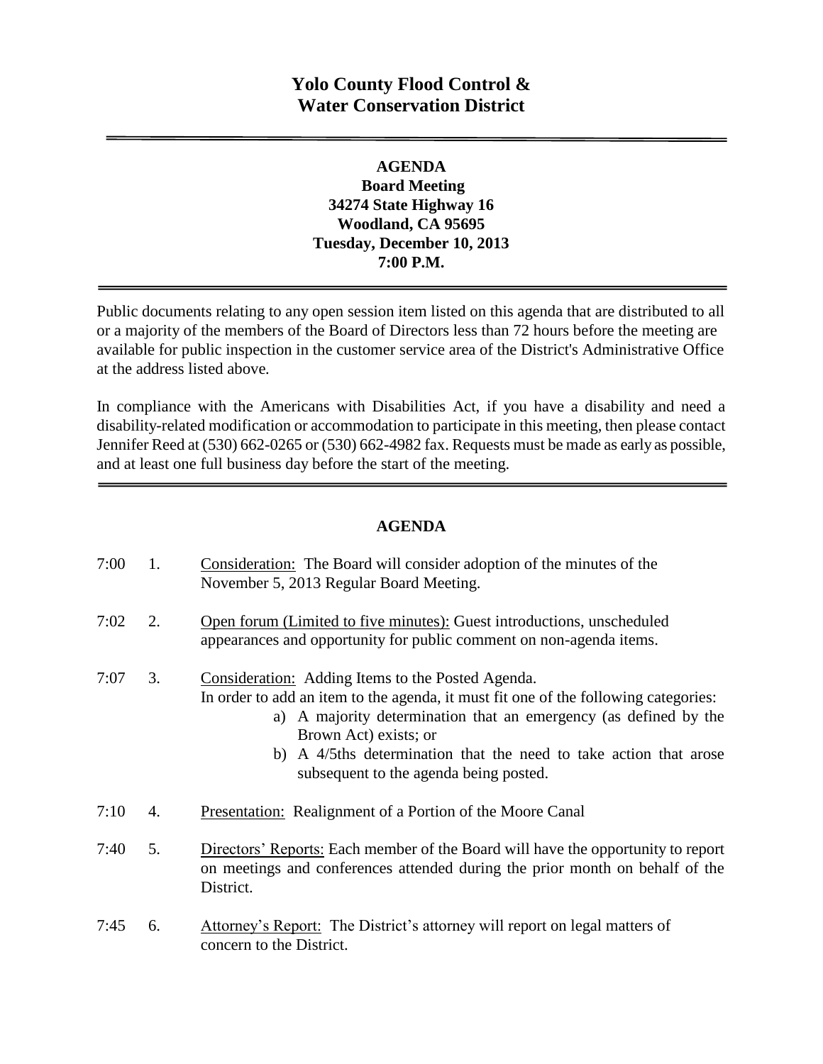# Yolo County Flood Control & Water Conservation District

## AGENDA

**Board Meeting**
**34274 State Highway 16**
**Woodland, CA 95695**
**Tuesday, December 10, 2013**
**7:00 P.M.**

Public documents relating to any open session item listed on this agenda that are distributed to all or a majority of the members of the Board of Directors less than 72 hours before the meeting are available for public inspection in the customer service area of the District's Administrative Office at the address listed above.

In compliance with the Americans with Disabilities Act, if you have a disability and need a disability-related modification or accommodation to participate in this meeting, then please contact Jennifer Reed at (530) 662-0265 or (530) 662-4982 fax. Requests must be made as early as possible, and at least one full business day before the start of the meeting.

## AGENDA

7:00 1. Consideration: The Board will consider adoption of the minutes of the November 5, 2013 Regular Board Meeting.

7:02 2. Open forum (Limited to five minutes): Guest introductions, unscheduled appearances and opportunity for public comment on non-agenda items.

7:07 3. Consideration: Adding Items to the Posted Agenda.
In order to add an item to the agenda, it must fit one of the following categories:
   a) A majority determination that an emergency (as defined by the Brown Act) exists; or
   b) A 4/5ths determination that the need to take action that arose subsequent to the agenda being posted.

7:10 4. Presentation: Realignment of a Portion of the Moore Canal

7:40 5. Directors' Reports: Each member of the Board will have the opportunity to report on meetings and conferences attended during the prior month on behalf of the District.

7:45 6. Attorney's Report: The District's attorney will report on legal matters of concern to the District.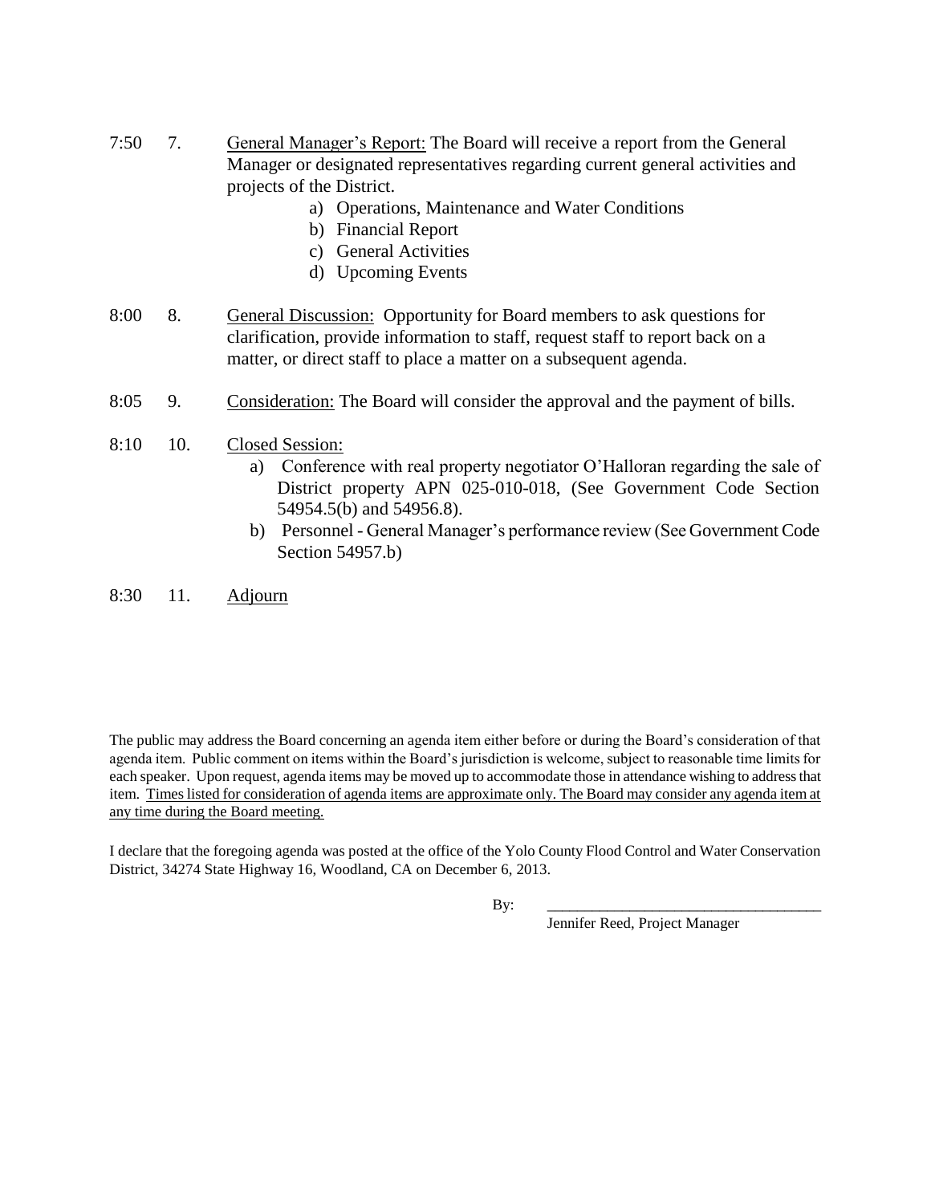7:50 7. <u>General Manager's Report:</u> The Board will receive a report from the General Manager or designated representatives regarding current general activities and projects of the District.

   a) Operations, Maintenance and Water Conditions
   b) Financial Report
   c) General Activities
   d) Upcoming Events

8:00 8. <u>General Discussion:</u> Opportunity for Board members to ask questions for clarification, provide information to staff, request staff to report back on a matter, or direct staff to place a matter on a subsequent agenda.

8:05 9. <u>Consideration:</u> The Board will consider the approval and the payment of bills.

8:10 10. <u>Closed Session:</u>

   a) Conference with real property negotiator O'Halloran regarding the sale of District property APN 025-010-018, (See Government Code Section 54954.5(b) and 54956.8).
   b) Personnel - General Manager's performance review (See Government Code Section 54957.b)

8:30 11. <u>Adjourn</u>

The public may address the Board concerning an agenda item either before or during the Board's consideration of that agenda item. Public comment on items within the Board's jurisdiction is welcome, subject to reasonable time limits for each speaker. Upon request, agenda items may be moved up to accommodate those in attendance wishing to address that item. <u>Times listed for consideration of agenda items are approximate only. The Board may consider any agenda item at any time during the Board meeting.</u>

I declare that the foregoing agenda was posted at the office of the Yolo County Flood Control and Water Conservation District, 34274 State Highway 16, Woodland, CA on December 6, 2013.

By: ____________________________________

Jennifer Reed, Project Manager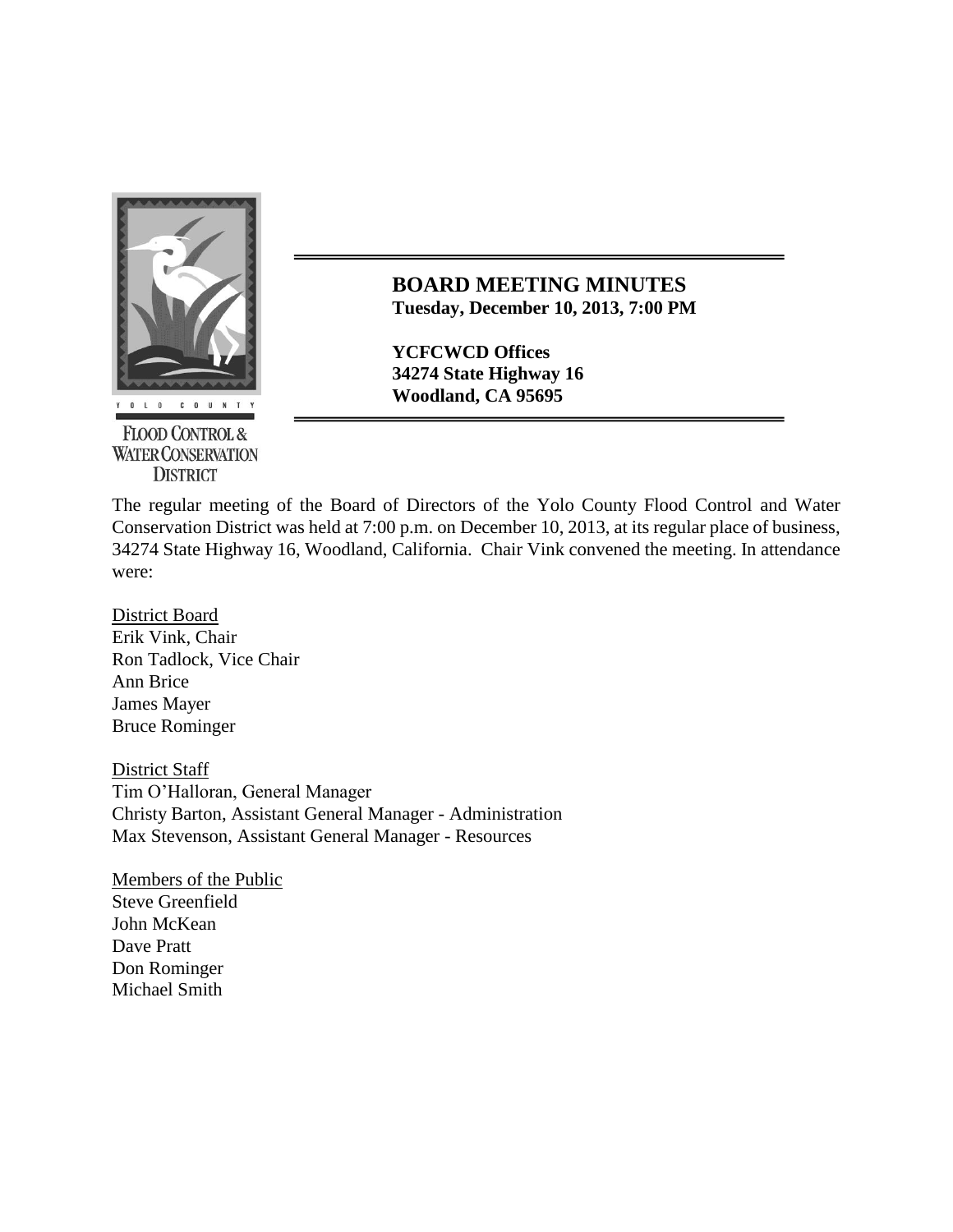**BOARD MEETING MINUTES**
**Tuesday, December 10, 2013, 7:00 PM**

**YCFCWCD Offices**
**34274 State Highway 16**
**Woodland, CA 95695**

The regular meeting of the Board of Directors of the Yolo County Flood Control and Water Conservation District was held at 7:00 p.m. on December 10, 2013, at its regular place of business, 34274 State Highway 16, Woodland, California. Chair Vink convened the meeting. In attendance were:

District Board
Erik Vink, Chair
Ron Tadlock, Vice Chair
Ann Brice
James Mayer
Bruce Rominger

District Staff
Tim O'Halloran, General Manager
Christy Barton, Assistant General Manager - Administration
Max Stevenson, Assistant General Manager - Resources

Members of the Public
Steve Greenfield
John McKean
Dave Pratt
Don Rominger
Michael Smith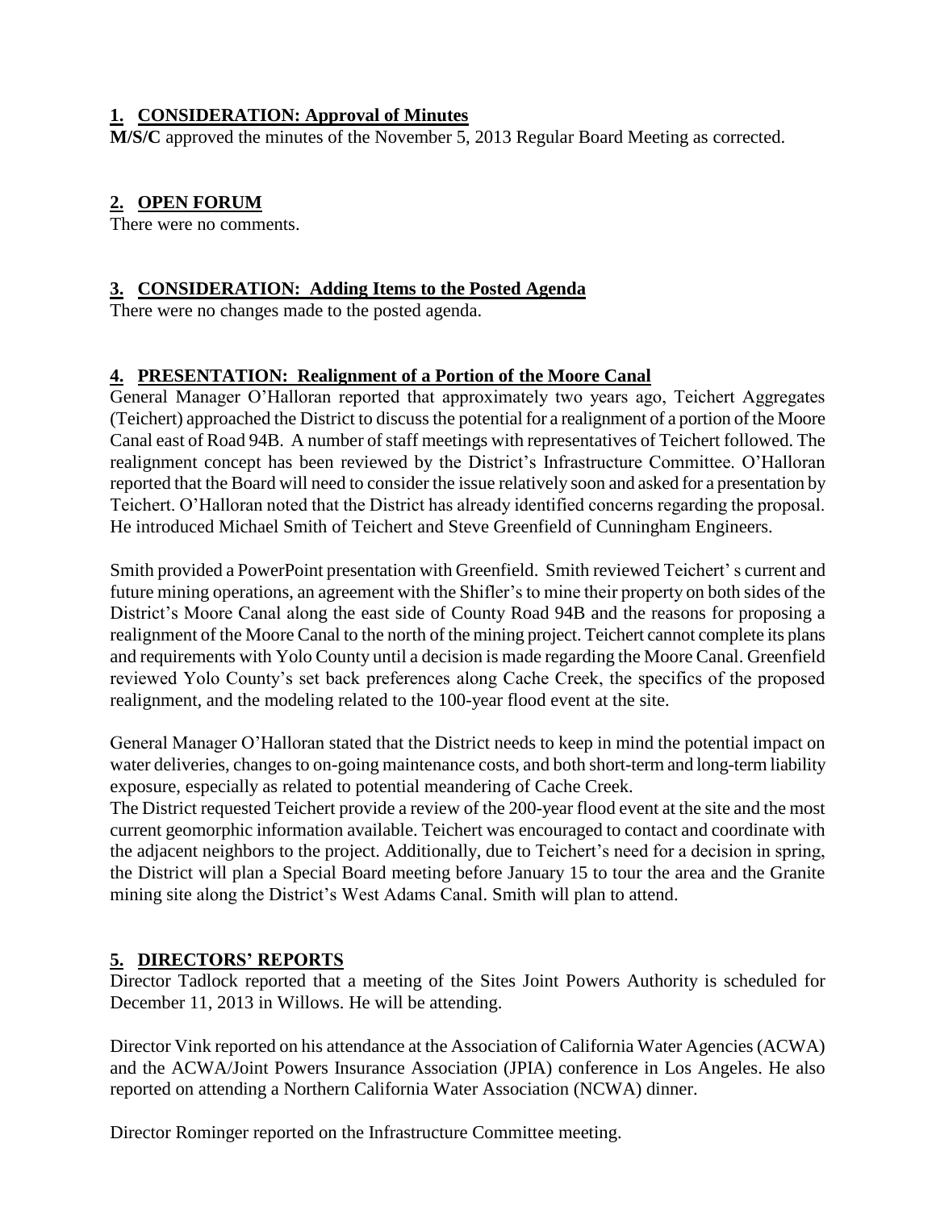## 1. CONSIDERATION: Approval of Minutes

**M/S/C** approved the minutes of the November 5, 2013 Regular Board Meeting as corrected.

## 2. OPEN FORUM

There were no comments.

## 3. CONSIDERATION: Adding Items to the Posted Agenda

There were no changes made to the posted agenda.

## 4. PRESENTATION: Realignment of a Portion of the Moore Canal

General Manager O'Halloran reported that approximately two years ago, Teichert Aggregates (Teichert) approached the District to discuss the potential for a realignment of a portion of the Moore Canal east of Road 94B. A number of staff meetings with representatives of Teichert followed. The realignment concept has been reviewed by the District's Infrastructure Committee. O'Halloran reported that the Board will need to consider the issue relatively soon and asked for a presentation by Teichert. O'Halloran noted that the District has already identified concerns regarding the proposal. He introduced Michael Smith of Teichert and Steve Greenfield of Cunningham Engineers.

Smith provided a PowerPoint presentation with Greenfield. Smith reviewed Teichert' s current and future mining operations, an agreement with the Shifler's to mine their property on both sides of the District's Moore Canal along the east side of County Road 94B and the reasons for proposing a realignment of the Moore Canal to the north of the mining project. Teichert cannot complete its plans and requirements with Yolo County until a decision is made regarding the Moore Canal. Greenfield reviewed Yolo County's set back preferences along Cache Creek, the specifics of the proposed realignment, and the modeling related to the 100-year flood event at the site.

General Manager O'Halloran stated that the District needs to keep in mind the potential impact on water deliveries, changes to on-going maintenance costs, and both short-term and long-term liability exposure, especially as related to potential meandering of Cache Creek.

The District requested Teichert provide a review of the 200-year flood event at the site and the most current geomorphic information available. Teichert was encouraged to contact and coordinate with the adjacent neighbors to the project. Additionally, due to Teichert's need for a decision in spring, the District will plan a Special Board meeting before January 15 to tour the area and the Granite mining site along the District's West Adams Canal. Smith will plan to attend.

## 5. DIRECTORS' REPORTS

Director Tadlock reported that a meeting of the Sites Joint Powers Authority is scheduled for December 11, 2013 in Willows. He will be attending.

Director Vink reported on his attendance at the Association of California Water Agencies (ACWA) and the ACWA/Joint Powers Insurance Association (JPIA) conference in Los Angeles. He also reported on attending a Northern California Water Association (NCWA) dinner.

Director Rominger reported on the Infrastructure Committee meeting.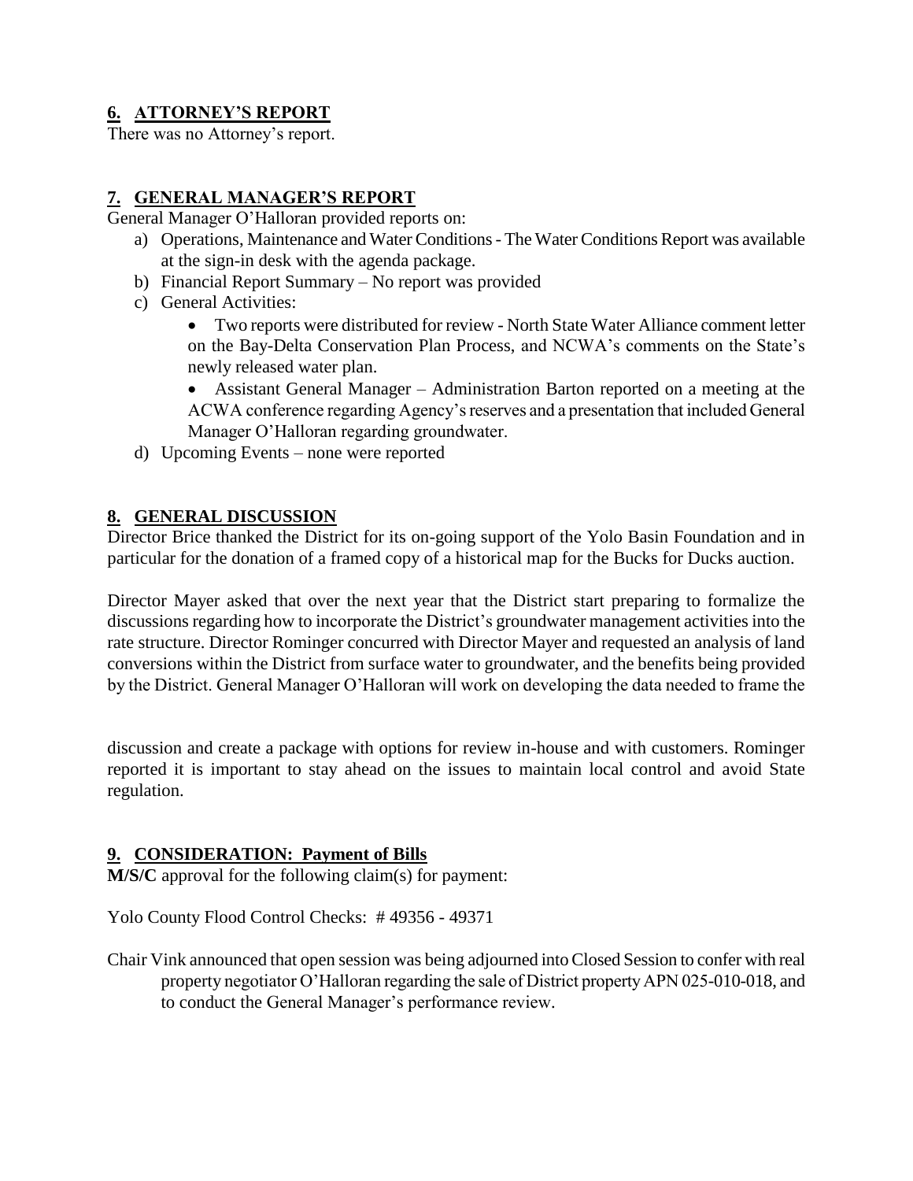## 6. ATTORNEY'S REPORT

There was no Attorney's report.

## 7. GENERAL MANAGER'S REPORT

General Manager O'Halloran provided reports on:

a) Operations, Maintenance and Water Conditions - The Water Conditions Report was available at the sign-in desk with the agenda package.
b) Financial Report Summary – No report was provided
c) General Activities:
   - Two reports were distributed for review - North State Water Alliance comment letter on the Bay-Delta Conservation Plan Process, and NCWA's comments on the State's newly released water plan.
   - Assistant General Manager – Administration Barton reported on a meeting at the ACWA conference regarding Agency's reserves and a presentation that included General Manager O'Halloran regarding groundwater.
d) Upcoming Events – none were reported

## 8. GENERAL DISCUSSION

Director Brice thanked the District for its on-going support of the Yolo Basin Foundation and in particular for the donation of a framed copy of a historical map for the Bucks for Ducks auction.

Director Mayer asked that over the next year that the District start preparing to formalize the discussions regarding how to incorporate the District's groundwater management activities into the rate structure. Director Rominger concurred with Director Mayer and requested an analysis of land conversions within the District from surface water to groundwater, and the benefits being provided by the District. General Manager O'Halloran will work on developing the data needed to frame the discussion and create a package with options for review in-house and with customers. Rominger reported it is important to stay ahead on the issues to maintain local control and avoid State regulation.

## 9. CONSIDERATION: Payment of Bills

**M/S/C** approval for the following claim(s) for payment:

Yolo County Flood Control Checks: # 49356 - 49371

Chair Vink announced that open session was being adjourned into Closed Session to confer with real property negotiator O'Halloran regarding the sale of District property APN 025-010-018, and to conduct the General Manager's performance review.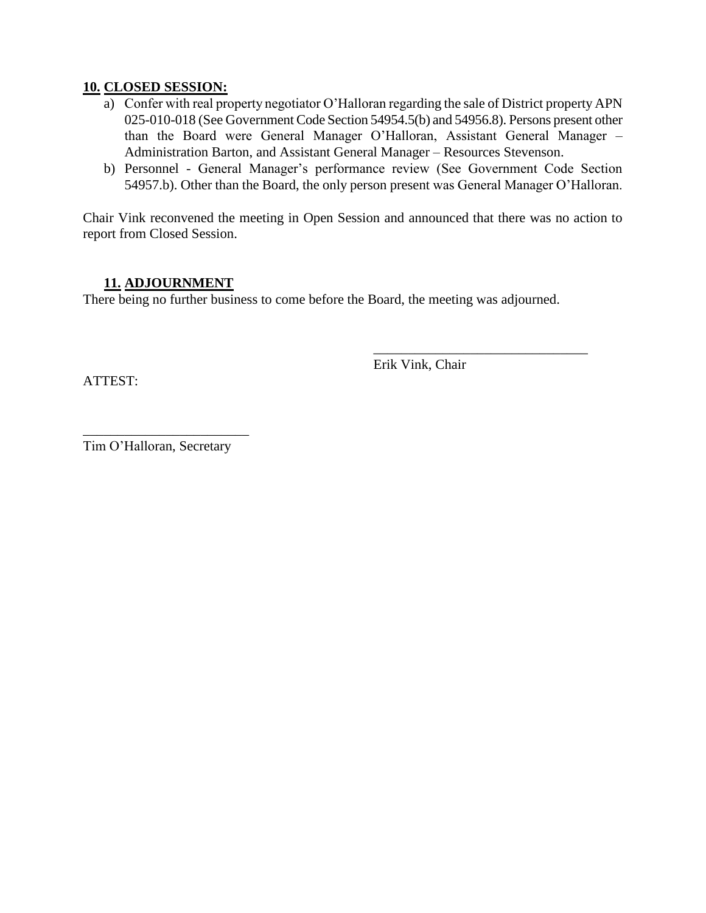## 10. CLOSED SESSION:

a) Confer with real property negotiator O'Halloran regarding the sale of District property APN 025-010-018 (See Government Code Section 54954.5(b) and 54956.8). Persons present other than the Board were General Manager O'Halloran, Assistant General Manager – Administration Barton, and Assistant General Manager – Resources Stevenson.

b) Personnel - General Manager's performance review (See Government Code Section 54957.b). Other than the Board, the only person present was General Manager O'Halloran.

Chair Vink reconvened the meeting in Open Session and announced that there was no action to report from Closed Session.

## 11. ADJOURNMENT

There being no further business to come before the Board, the meeting was adjourned.

\_\_\_\_\_\_\_\_\_\_\_\_\_\_\_\_\_\_\_\_\_\_\_\_\_\_\_\_\_\_\_\_

Erik Vink, Chair

ATTEST:

\_\_\_\_\_\_\_\_\_\_\_\_\_\_\_\_\_\_\_\_\_\_\_\_\_\_

Tim O'Halloran, Secretary